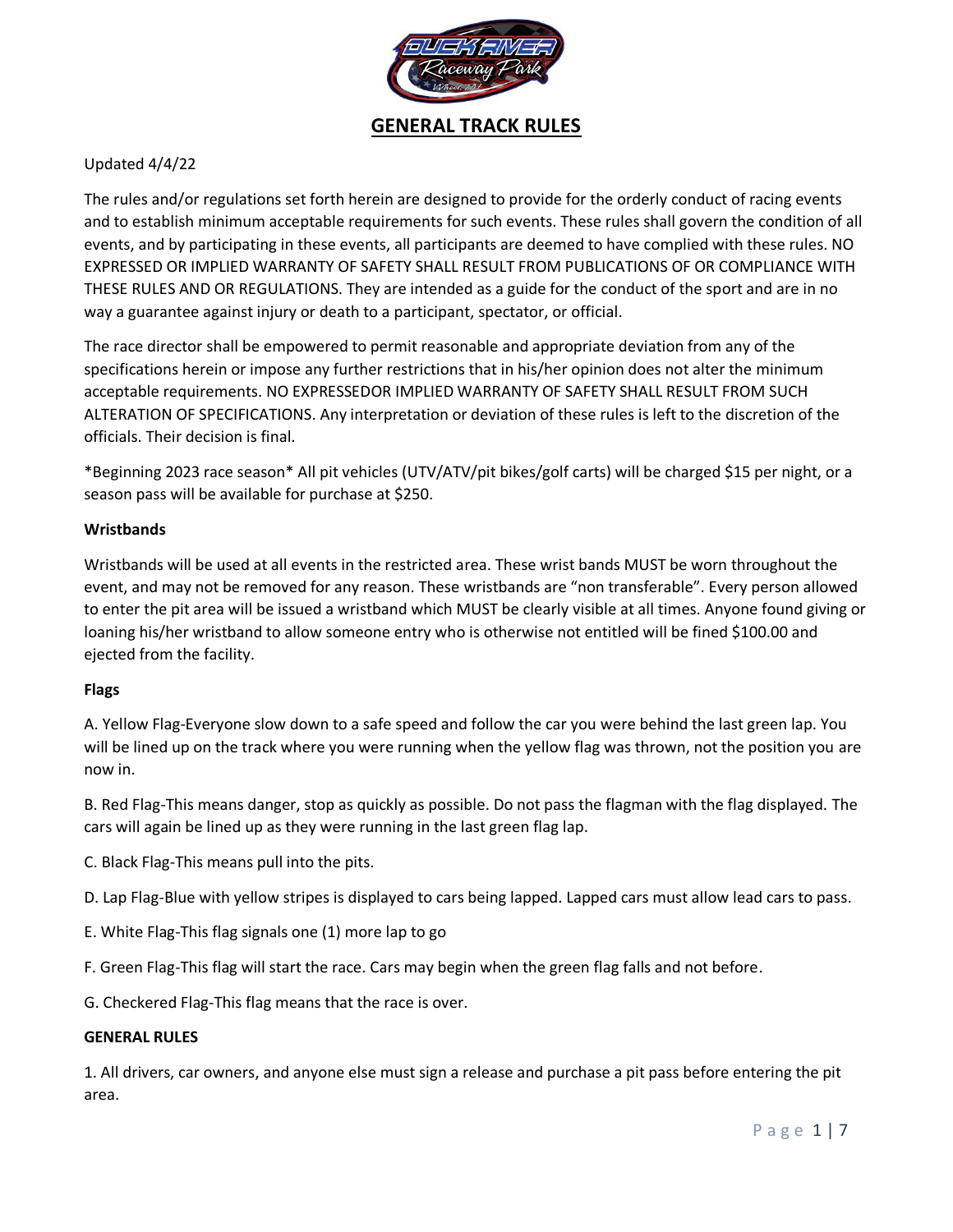# GENERAL TRACK RULES

Updated 4/4/22

The rules and/or regulations set forth herein are designed to provide for the orderly conduct of racing events and to establish minimum acceptable requirements for such events. These rules shall govern the condition of all events, and by participating in these events, all participants are deemed to have complied with these rules. NO EXPRESSED OR IMPLIED WARRANTY OF SAFETY SHALL RESULT FROM PUBLICATIONS OF OR COMPLIANCE WITH THESE RULES AND OR REGULATIONS. They are intended as a guide for the conduct of the sport and are in no way a guarantee against injury or death to a participant, spectator, or official.

The race director shall be empowered to permit reasonable and appropriate deviation from any of the specifications herein or impose any further restrictions that in his/her opinion does not alter the minimum acceptable requirements. NO EXPRESSEDOR IMPLIED WARRANTY OF SAFETY SHALL RESULT FROM SUCH ALTERATION OF SPECIFICATIONS. Any interpretation or deviation of these rules is left to the discretion of the officials. Their decision is final.

*Beginning 2023 race season* All pit vehicles (UTV/ATV/pit bikes/golf carts) will be charged $15 per night, or a season pass will be available for purchase at $250.

**Wristbands**

Wristbands will be used at all events in the restricted area. These wrist bands MUST be worn throughout the event, and may not be removed for any reason. These wristbands are "non transferable". Every person allowed to enter the pit area will be issued a wristband which MUST be clearly visible at all times. Anyone found giving or loaning his/her wristband to allow someone entry who is otherwise not entitled will be fined $100.00 and ejected from the facility.

**Flags**

A. Yellow Flag-Everyone slow down to a safe speed and follow the car you were behind the last green lap. You will be lined up on the track where you were running when the yellow flag was thrown, not the position you are now in.

B. Red Flag-This means danger, stop as quickly as possible. Do not pass the flagman with the flag displayed. The cars will again be lined up as they were running in the last green flag lap.

C. Black Flag-This means pull into the pits.

D. Lap Flag-Blue with yellow stripes is displayed to cars being lapped. Lapped cars must allow lead cars to pass.

E. White Flag-This flag signals one (1) more lap to go

F. Green Flag-This flag will start the race. Cars may begin when the green flag falls and not before.

G. Checkered Flag-This flag means that the race is over.

**GENERAL RULES**

1. All drivers, car owners, and anyone else must sign a release and purchase a pit pass before entering the pit area.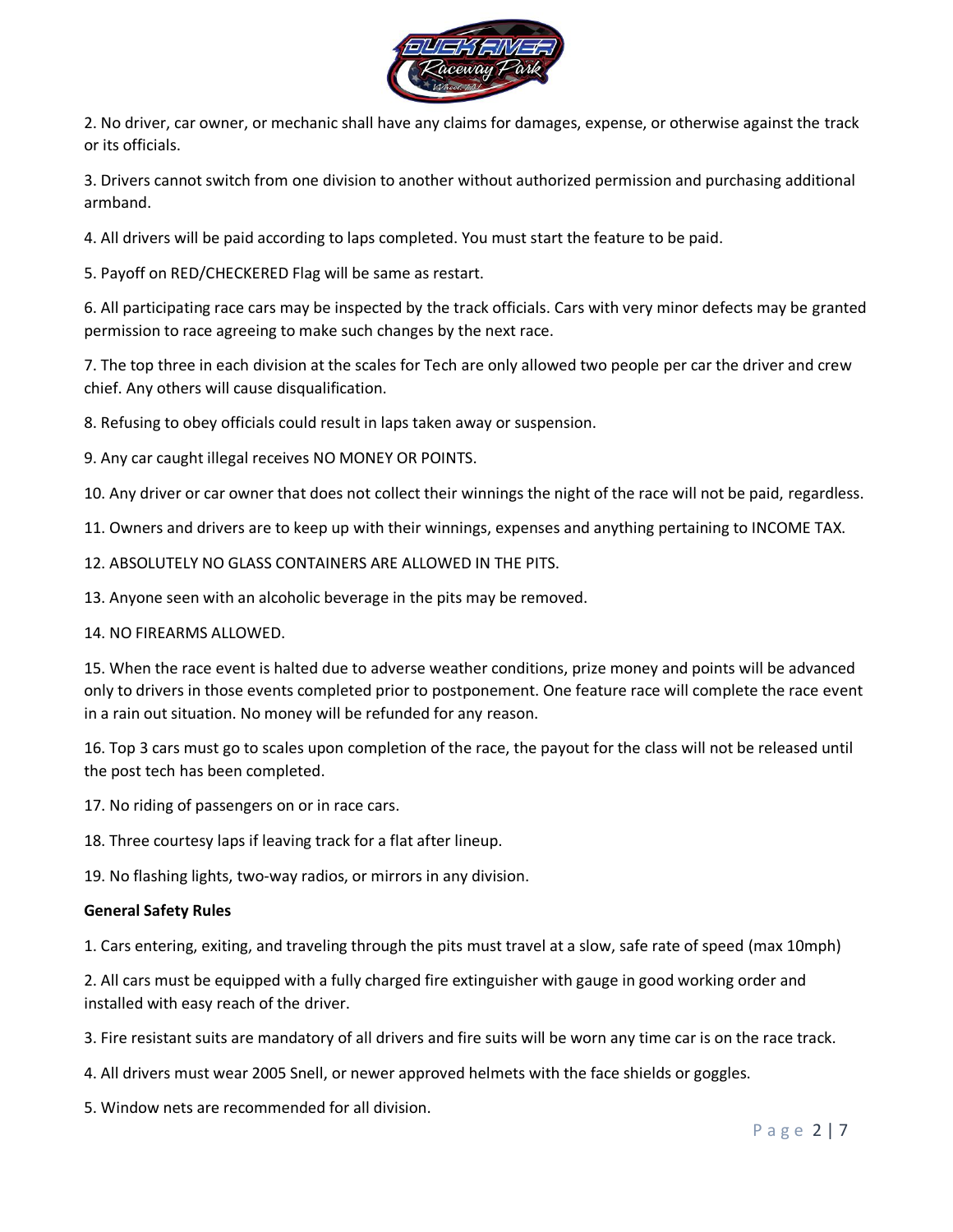2. No driver, car owner, or mechanic shall have any claims for damages, expense, or otherwise against the track or its officials.

3. Drivers cannot switch from one division to another without authorized permission and purchasing additional armband.

4. All drivers will be paid according to laps completed. You must start the feature to be paid.

5. Payoff on RED/CHECKERED Flag will be same as restart.

6. All participating race cars may be inspected by the track officials. Cars with very minor defects may be granted permission to race agreeing to make such changes by the next race.

7. The top three in each division at the scales for Tech are only allowed two people per car the driver and crew chief. Any others will cause disqualification.

8. Refusing to obey officials could result in laps taken away or suspension.

9. Any car caught illegal receives NO MONEY OR POINTS.

10. Any driver or car owner that does not collect their winnings the night of the race will not be paid, regardless.

11. Owners and drivers are to keep up with their winnings, expenses and anything pertaining to INCOME TAX.

12. ABSOLUTELY NO GLASS CONTAINERS ARE ALLOWED IN THE PITS.

13. Anyone seen with an alcoholic beverage in the pits may be removed.

14. NO FIREARMS ALLOWED.

15. When the race event is halted due to adverse weather conditions, prize money and points will be advanced only to drivers in those events completed prior to postponement. One feature race will complete the race event in a rain out situation. No money will be refunded for any reason.

16. Top 3 cars must go to scales upon completion of the race, the payout for the class will not be released until the post tech has been completed.

17. No riding of passengers on or in race cars.

18. Three courtesy laps if leaving track for a flat after lineup.

19. No flashing lights, two-way radios, or mirrors in any division.

**General Safety Rules**

1. Cars entering, exiting, and traveling through the pits must travel at a slow, safe rate of speed (max 10mph)

2. All cars must be equipped with a fully charged fire extinguisher with gauge in good working order and installed with easy reach of the driver.

3. Fire resistant suits are mandatory of all drivers and fire suits will be worn any time car is on the race track.

4. All drivers must wear 2005 Snell, or newer approved helmets with the face shields or goggles.

5. Window nets are recommended for all division.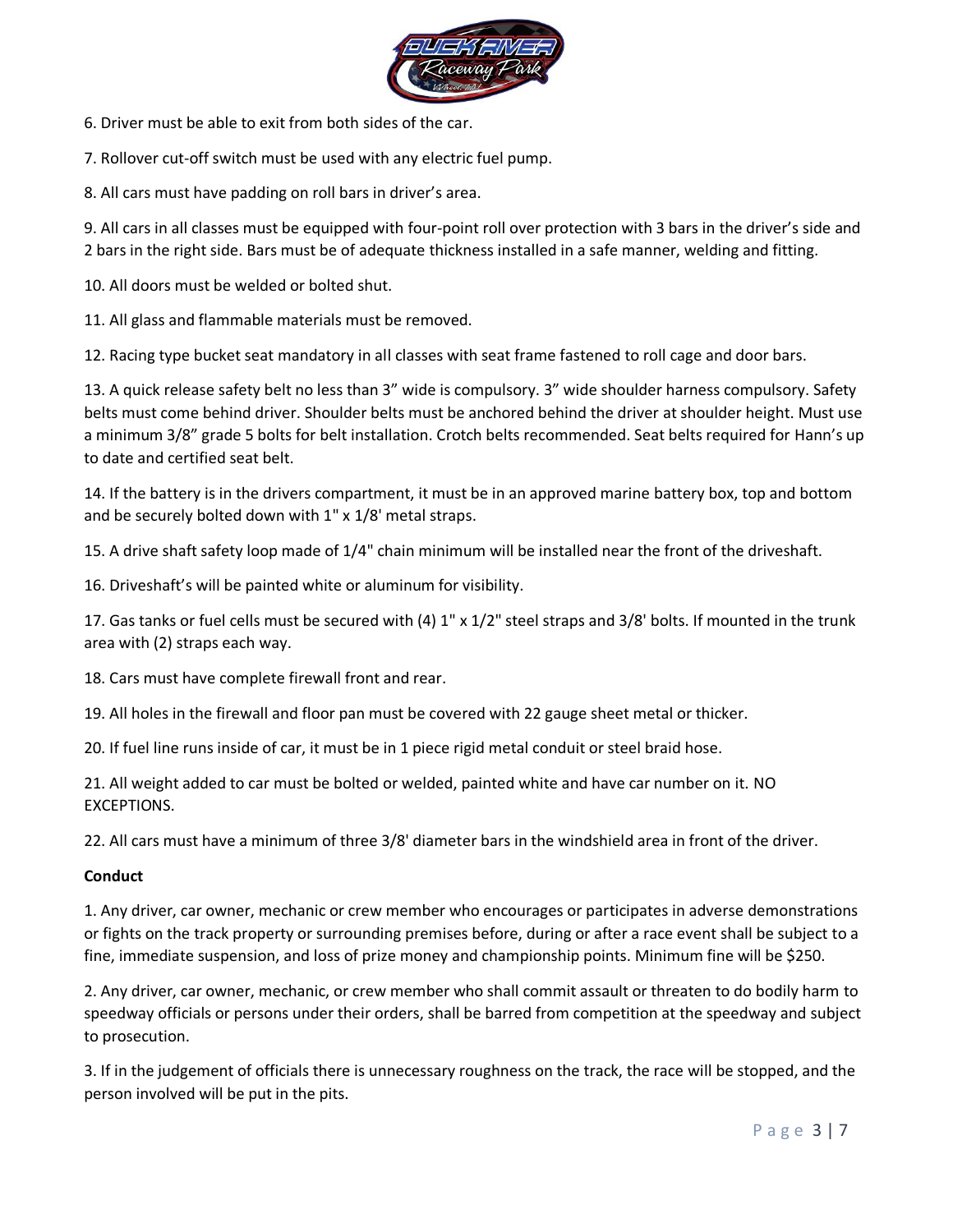6. Driver must be able to exit from both sides of the car.

7. Rollover cut-off switch must be used with any electric fuel pump.

8. All cars must have padding on roll bars in driver's area.

9. All cars in all classes must be equipped with four-point roll over protection with 3 bars in the driver's side and 2 bars in the right side. Bars must be of adequate thickness installed in a safe manner, welding and fitting.

10. All doors must be welded or bolted shut.

11. All glass and flammable materials must be removed.

12. Racing type bucket seat mandatory in all classes with seat frame fastened to roll cage and door bars.

13. A quick release safety belt no less than 3" wide is compulsory. 3" wide shoulder harness compulsory. Safety belts must come behind driver. Shoulder belts must be anchored behind the driver at shoulder height. Must use a minimum 3/8" grade 5 bolts for belt installation. Crotch belts recommended. Seat belts required for Hann's up to date and certified seat belt.

14. If the battery is in the drivers compartment, it must be in an approved marine battery box, top and bottom and be securely bolted down with 1" x 1/8' metal straps.

15. A drive shaft safety loop made of 1/4" chain minimum will be installed near the front of the driveshaft.

16. Driveshaft's will be painted white or aluminum for visibility.

17. Gas tanks or fuel cells must be secured with (4) 1" x 1/2" steel straps and 3/8' bolts. If mounted in the trunk area with (2) straps each way.

18. Cars must have complete firewall front and rear.

19. All holes in the firewall and floor pan must be covered with 22 gauge sheet metal or thicker.

20. If fuel line runs inside of car, it must be in 1 piece rigid metal conduit or steel braid hose.

21. All weight added to car must be bolted or welded, painted white and have car number on it. NO EXCEPTIONS.

22. All cars must have a minimum of three 3/8' diameter bars in the windshield area in front of the driver.

**Conduct**

1. Any driver, car owner, mechanic or crew member who encourages or participates in adverse demonstrations or fights on the track property or surrounding premises before, during or after a race event shall be subject to a fine, immediate suspension, and loss of prize money and championship points. Minimum fine will be $250.

2. Any driver, car owner, mechanic, or crew member who shall commit assault or threaten to do bodily harm to speedway officials or persons under their orders, shall be barred from competition at the speedway and subject to prosecution.

3. If in the judgement of officials there is unnecessary roughness on the track, the race will be stopped, and the person involved will be put in the pits.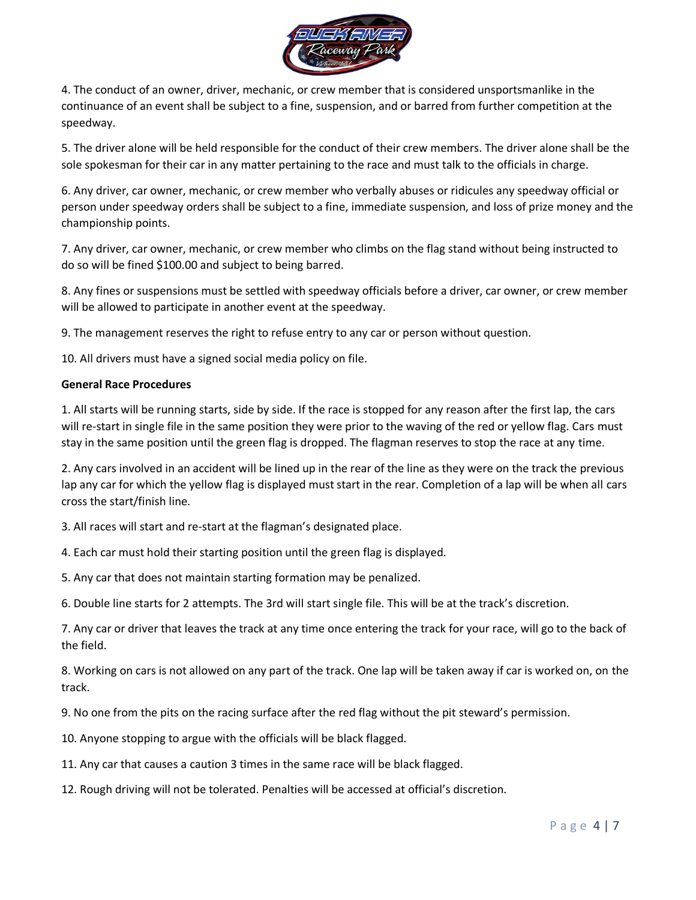4. The conduct of an owner, driver, mechanic, or crew member that is considered unsportsmanlike in the continuance of an event shall be subject to a fine, suspension, and or barred from further competition at the speedway.

5. The driver alone will be held responsible for the conduct of their crew members. The driver alone shall be the sole spokesman for their car in any matter pertaining to the race and must talk to the officials in charge.

6. Any driver, car owner, mechanic, or crew member who verbally abuses or ridicules any speedway official or person under speedway orders shall be subject to a fine, immediate suspension, and loss of prize money and the championship points.

7. Any driver, car owner, mechanic, or crew member who climbs on the flag stand without being instructed to do so will be fined $100.00 and subject to being barred.

8. Any fines or suspensions must be settled with speedway officials before a driver, car owner, or crew member will be allowed to participate in another event at the speedway.

9. The management reserves the right to refuse entry to any car or person without question.

10. All drivers must have a signed social media policy on file.

**General Race Procedures**

1. All starts will be running starts, side by side. If the race is stopped for any reason after the first lap, the cars will re-start in single file in the same position they were prior to the waving of the red or yellow flag. Cars must stay in the same position until the green flag is dropped. The flagman reserves to stop the race at any time.

2. Any cars involved in an accident will be lined up in the rear of the line as they were on the track the previous lap any car for which the yellow flag is displayed must start in the rear. Completion of a lap will be when all cars cross the start/finish line.

3. All races will start and re-start at the flagman's designated place.

4. Each car must hold their starting position until the green flag is displayed.

5. Any car that does not maintain starting formation may be penalized.

6. Double line starts for 2 attempts. The 3rd will start single file. This will be at the track's discretion.

7. Any car or driver that leaves the track at any time once entering the track for your race, will go to the back of the field.

8. Working on cars is not allowed on any part of the track. One lap will be taken away if car is worked on, on the track.

9. No one from the pits on the racing surface after the red flag without the pit steward's permission.

10. Anyone stopping to argue with the officials will be black flagged.

11. Any car that causes a caution 3 times in the same race will be black flagged.

12. Rough driving will not be tolerated. Penalties will be accessed at official's discretion.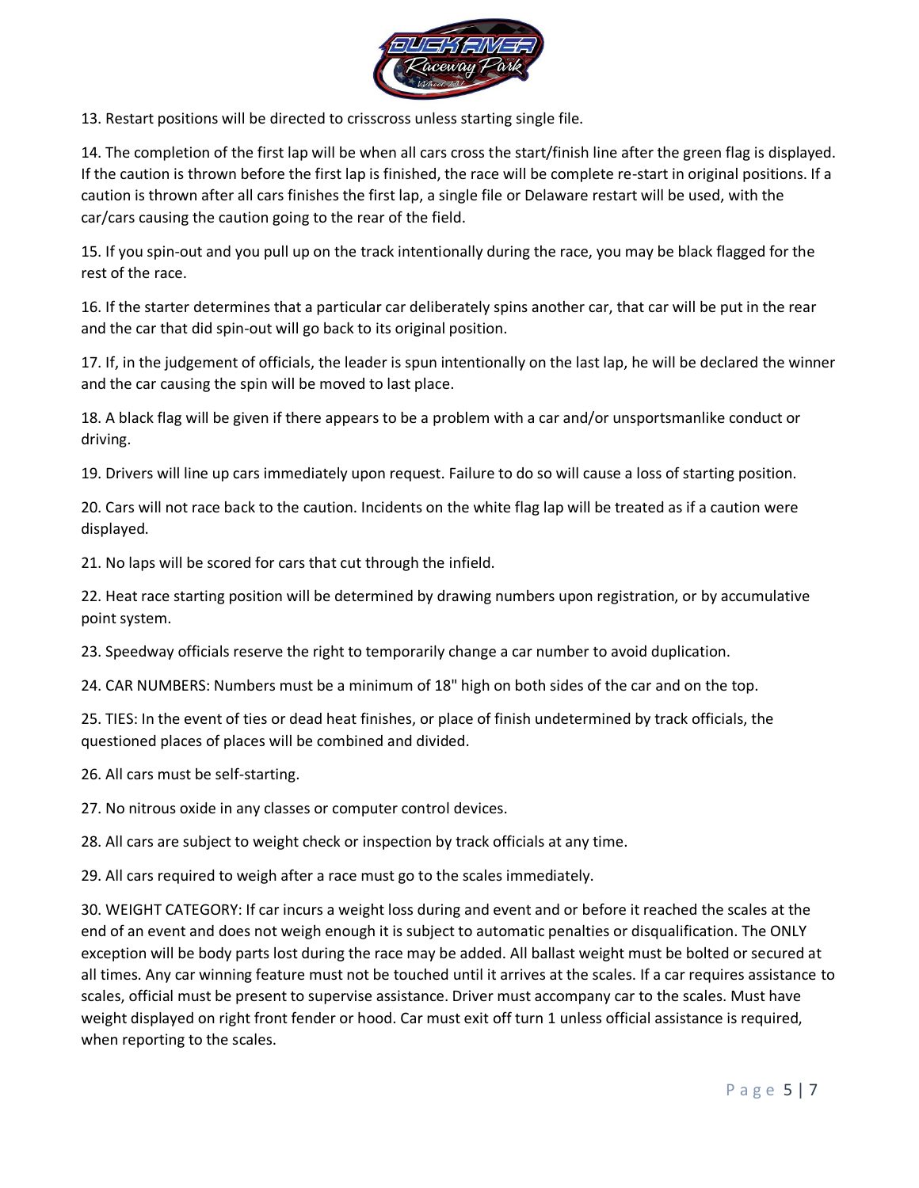13. Restart positions will be directed to crisscross unless starting single file.

14. The completion of the first lap will be when all cars cross the start/finish line after the green flag is displayed. If the caution is thrown before the first lap is finished, the race will be complete re-start in original positions. If a caution is thrown after all cars finishes the first lap, a single file or Delaware restart will be used, with the car/cars causing the caution going to the rear of the field.

15. If you spin-out and you pull up on the track intentionally during the race, you may be black flagged for the rest of the race.

16. If the starter determines that a particular car deliberately spins another car, that car will be put in the rear and the car that did spin-out will go back to its original position.

17. If, in the judgement of officials, the leader is spun intentionally on the last lap, he will be declared the winner and the car causing the spin will be moved to last place.

18. A black flag will be given if there appears to be a problem with a car and/or unsportsmanlike conduct or driving.

19. Drivers will line up cars immediately upon request. Failure to do so will cause a loss of starting position.

20. Cars will not race back to the caution. Incidents on the white flag lap will be treated as if a caution were displayed.

21. No laps will be scored for cars that cut through the infield.

22. Heat race starting position will be determined by drawing numbers upon registration, or by accumulative point system.

23. Speedway officials reserve the right to temporarily change a car number to avoid duplication.

24. CAR NUMBERS: Numbers must be a minimum of 18" high on both sides of the car and on the top.

25. TIES: In the event of ties or dead heat finishes, or place of finish undetermined by track officials, the questioned places of places will be combined and divided.

26. All cars must be self-starting.

27. No nitrous oxide in any classes or computer control devices.

28. All cars are subject to weight check or inspection by track officials at any time.

29. All cars required to weigh after a race must go to the scales immediately.

30. WEIGHT CATEGORY: If car incurs a weight loss during and event and or before it reached the scales at the end of an event and does not weigh enough it is subject to automatic penalties or disqualification. The ONLY exception will be body parts lost during the race may be added. All ballast weight must be bolted or secured at all times. Any car winning feature must not be touched until it arrives at the scales. If a car requires assistance to scales, official must be present to supervise assistance. Driver must accompany car to the scales. Must have weight displayed on right front fender or hood. Car must exit off turn 1 unless official assistance is required, when reporting to the scales.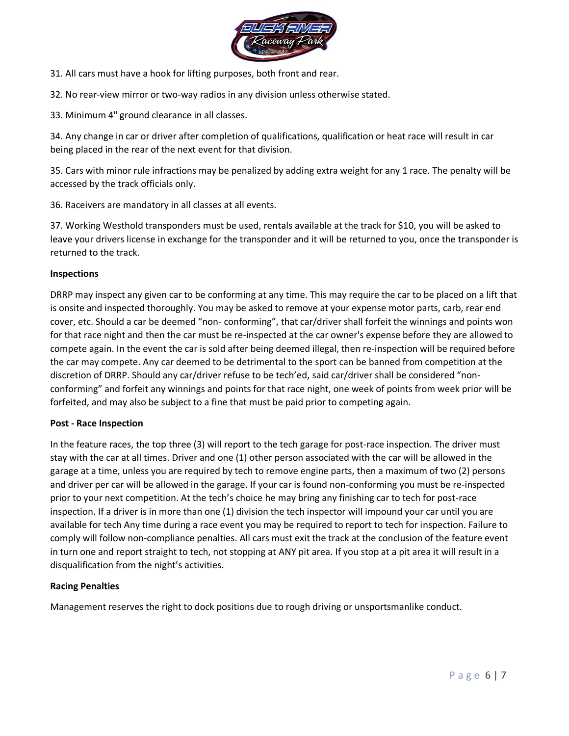31. All cars must have a hook for lifting purposes, both front and rear.

32. No rear-view mirror or two-way radios in any division unless otherwise stated.

33. Minimum 4" ground clearance in all classes.

34. Any change in car or driver after completion of qualifications, qualification or heat race will result in car being placed in the rear of the next event for that division.

35. Cars with minor rule infractions may be penalized by adding extra weight for any 1 race. The penalty will be accessed by the track officials only.

36. Raceivers are mandatory in all classes at all events.

37. Working Westhold transponders must be used, rentals available at the track for $10, you will be asked to leave your drivers license in exchange for the transponder and it will be returned to you, once the transponder is returned to the track.

**Inspections**

DRRP may inspect any given car to be conforming at any time. This may require the car to be placed on a lift that is onsite and inspected thoroughly. You may be asked to remove at your expense motor parts, carb, rear end cover, etc. Should a car be deemed "non- conforming", that car/driver shall forfeit the winnings and points won for that race night and then the car must be re-inspected at the car owner's expense before they are allowed to compete again. In the event the car is sold after being deemed illegal, then re-inspection will be required before the car may compete. Any car deemed to be detrimental to the sport can be banned from competition at the discretion of DRRP. Should any car/driver refuse to be tech'ed, said car/driver shall be considered "non-conforming" and forfeit any winnings and points for that race night, one week of points from week prior will be forfeited, and may also be subject to a fine that must be paid prior to competing again.

**Post - Race Inspection**

In the feature races, the top three (3) will report to the tech garage for post-race inspection. The driver must stay with the car at all times. Driver and one (1) other person associated with the car will be allowed in the garage at a time, unless you are required by tech to remove engine parts, then a maximum of two (2) persons and driver per car will be allowed in the garage. If your car is found non-conforming you must be re-inspected prior to your next competition. At the tech's choice he may bring any finishing car to tech for post-race inspection. If a driver is in more than one (1) division the tech inspector will impound your car until you are available for tech Any time during a race event you may be required to report to tech for inspection. Failure to comply will follow non-compliance penalties. All cars must exit the track at the conclusion of the feature event in turn one and report straight to tech, not stopping at ANY pit area. If you stop at a pit area it will result in a disqualification from the night's activities.

**Racing Penalties**

Management reserves the right to dock positions due to rough driving or unsportsmanlike conduct.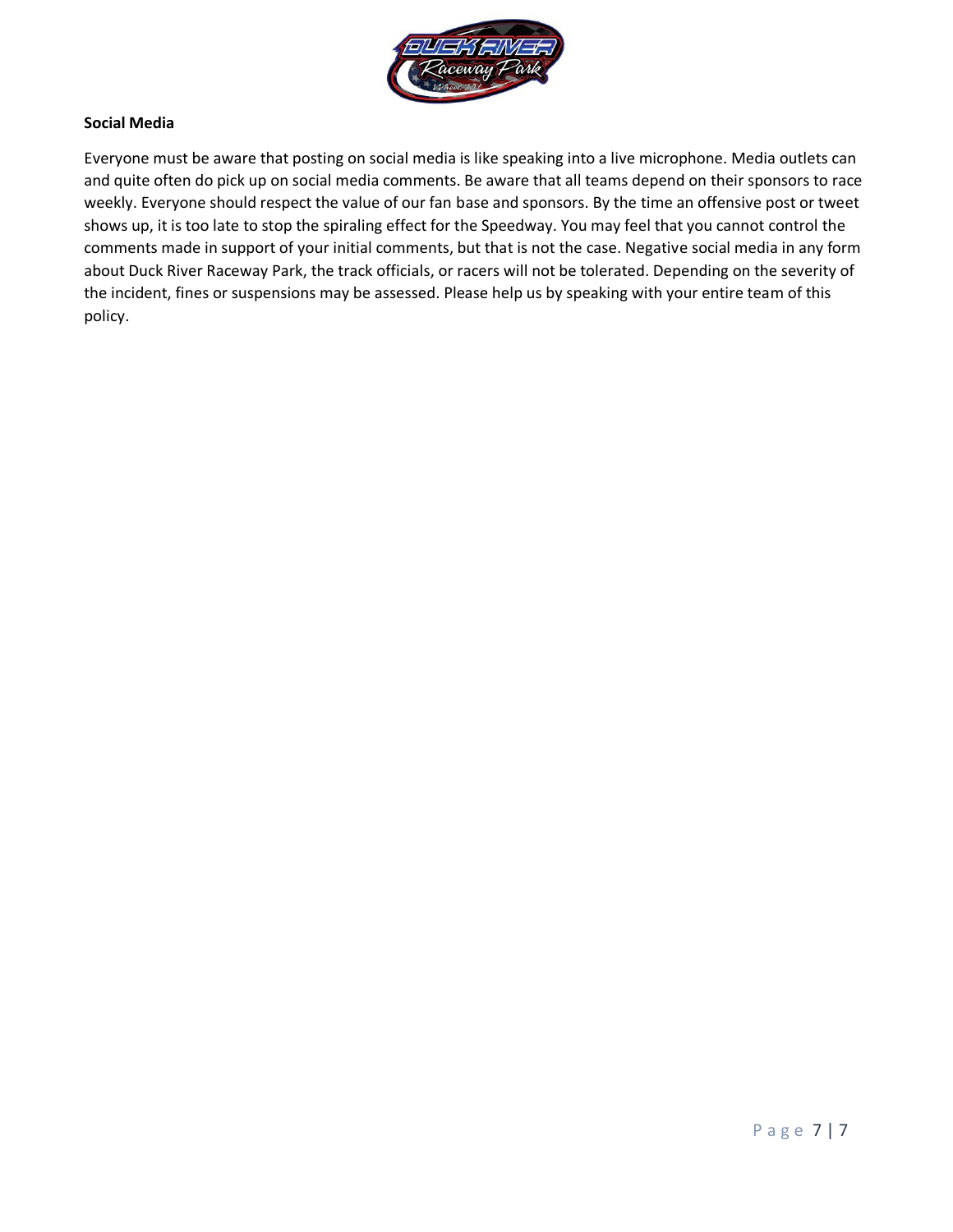**Social Media**

Everyone must be aware that posting on social media is like speaking into a live microphone. Media outlets can and quite often do pick up on social media comments. Be aware that all teams depend on their sponsors to race weekly. Everyone should respect the value of our fan base and sponsors. By the time an offensive post or tweet shows up, it is too late to stop the spiraling effect for the Speedway. You may feel that you cannot control the comments made in support of your initial comments, but that is not the case. Negative social media in any form about Duck River Raceway Park, the track officials, or racers will not be tolerated. Depending on the severity of the incident, fines or suspensions may be assessed. Please help us by speaking with your entire team of this policy.